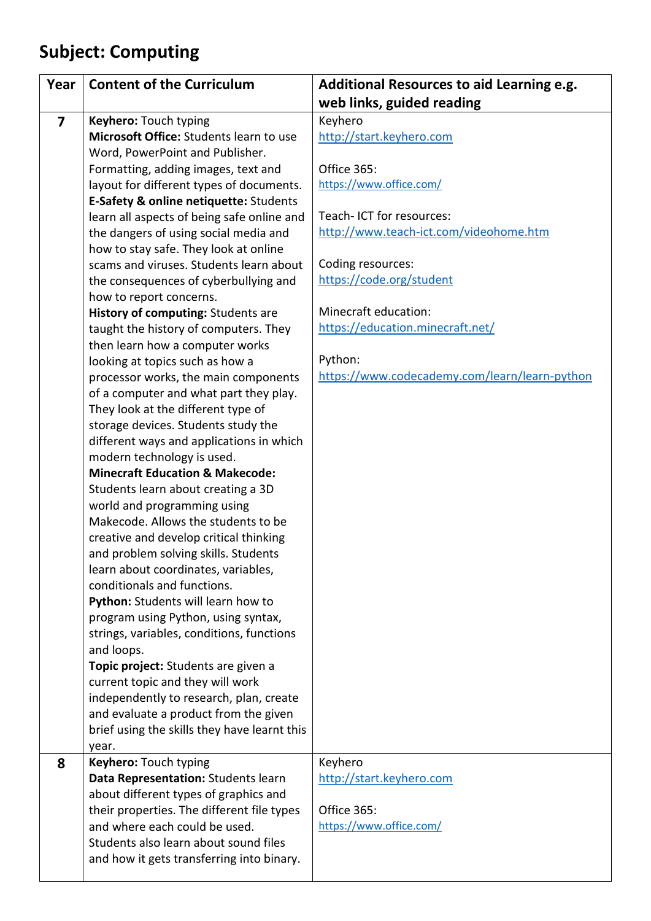## Subject: Computing

| Year | Content of the Curriculum | Additional Resources to aid Learning e.g. web links, guided reading |
|---|---|---|
| **7** | **Keyhero:** Touch typing<br>**Microsoft Office:** Students learn to use Word, PowerPoint and Publisher. Formatting, adding images, text and layout for different types of documents.<br>**E-Safety & online netiquette:** Students learn all aspects of being safe online and the dangers of using social media and how to stay safe. They look at online scams and viruses. Students learn about the consequences of cyberbullying and how to report concerns.<br>**History of computing:** Students are taught the history of computers. They then learn how a computer works looking at topics such as how a processor works, the main components of a computer and what part they play. They look at the different type of storage devices. Students study the different ways and applications in which modern technology is used.<br>**Minecraft Education & Makecode:** Students learn about creating a 3D world and programming using Makecode. Allows the students to be creative and develop critical thinking and problem solving skills. Students learn about coordinates, variables, conditionals and functions.<br>**Python:** Students will learn how to program using Python, using syntax, strings, variables, conditions, functions and loops.<br>**Topic project:** Students are given a current topic and they will work independently to research, plan, create and evaluate a product from the given brief using the skills they have learnt this year. | Keyhero<br>http://start.keyhero.com<br><br>Office 365:<br>https://www.office.com/<br><br>Teach- ICT for resources:<br>http://www.teach-ict.com/videohome.htm<br><br>Coding resources:<br>https://code.org/student<br><br>Minecraft education:<br>https://education.minecraft.net/<br><br>Python:<br>https://www.codecademy.com/learn/learn-python |
| **8** | **Keyhero:** Touch typing<br>**Data Representation:** Students learn about different types of graphics and their properties. The different file types and where each could be used. Students also learn about sound files and how it gets transferring into binary. | Keyhero<br>http://start.keyhero.com<br><br>Office 365:<br>https://www.office.com/ |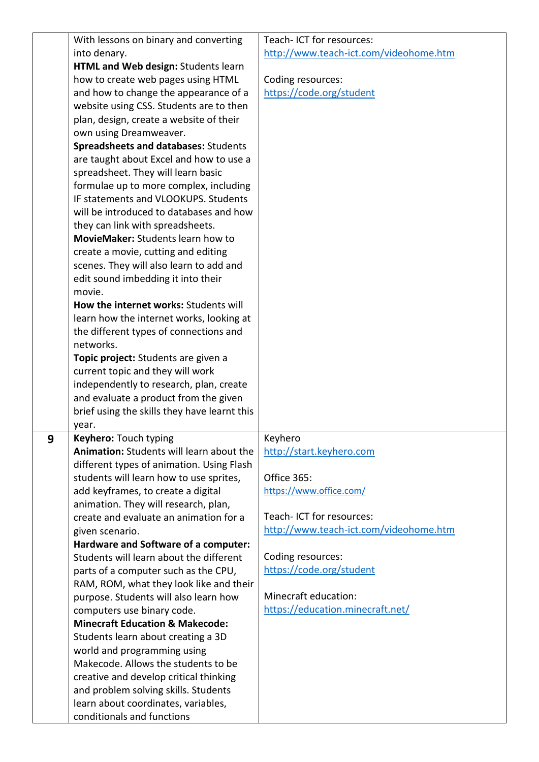| | | |
|---|---|---|
| | With lessons on binary and converting into denary.<br>**HTML and Web design:** Students learn how to create web pages using HTML and how to change the appearance of a website using CSS. Students are to then plan, design, create a website of their own using Dreamweaver.<br>**Spreadsheets and databases:** Students are taught about Excel and how to use a spreadsheet. They will learn basic formulae up to more complex, including IF statements and VLOOKUPS. Students will be introduced to databases and how they can link with spreadsheets.<br>**MovieMaker:** Students learn how to create a movie, cutting and editing scenes. They will also learn to add and edit sound imbedding it into their movie.<br>**How the internet works:** Students will learn how the internet works, looking at the different types of connections and networks.<br>**Topic project:** Students are given a current topic and they will work independently to research, plan, create and evaluate a product from the given brief using the skills they have learnt this year. | Teach- ICT for resources:<br>http://www.teach-ict.com/videohome.htm<br><br>Coding resources:<br>https://code.org/student |
| **9** | **Keyhero:** Touch typing<br>**Animation:** Students will learn about the different types of animation. Using Flash students will learn how to use sprites, add keyframes, to create a digital animation. They will research, plan, create and evaluate an animation for a given scenario.<br>**Hardware and Software of a computer:** Students will learn about the different parts of a computer such as the CPU, RAM, ROM, what they look like and their purpose. Students will also learn how computers use binary code.<br>**Minecraft Education & Makecode:** Students learn about creating a 3D world and programming using Makecode. Allows the students to be creative and develop critical thinking and problem solving skills. Students learn about coordinates, variables, conditionals and functions | Keyhero<br>http://start.keyhero.com<br><br>Office 365:<br>https://www.office.com/<br><br>Teach- ICT for resources:<br>http://www.teach-ict.com/videohome.htm<br><br>Coding resources:<br>https://code.org/student<br><br>Minecraft education:<br>https://education.minecraft.net/ |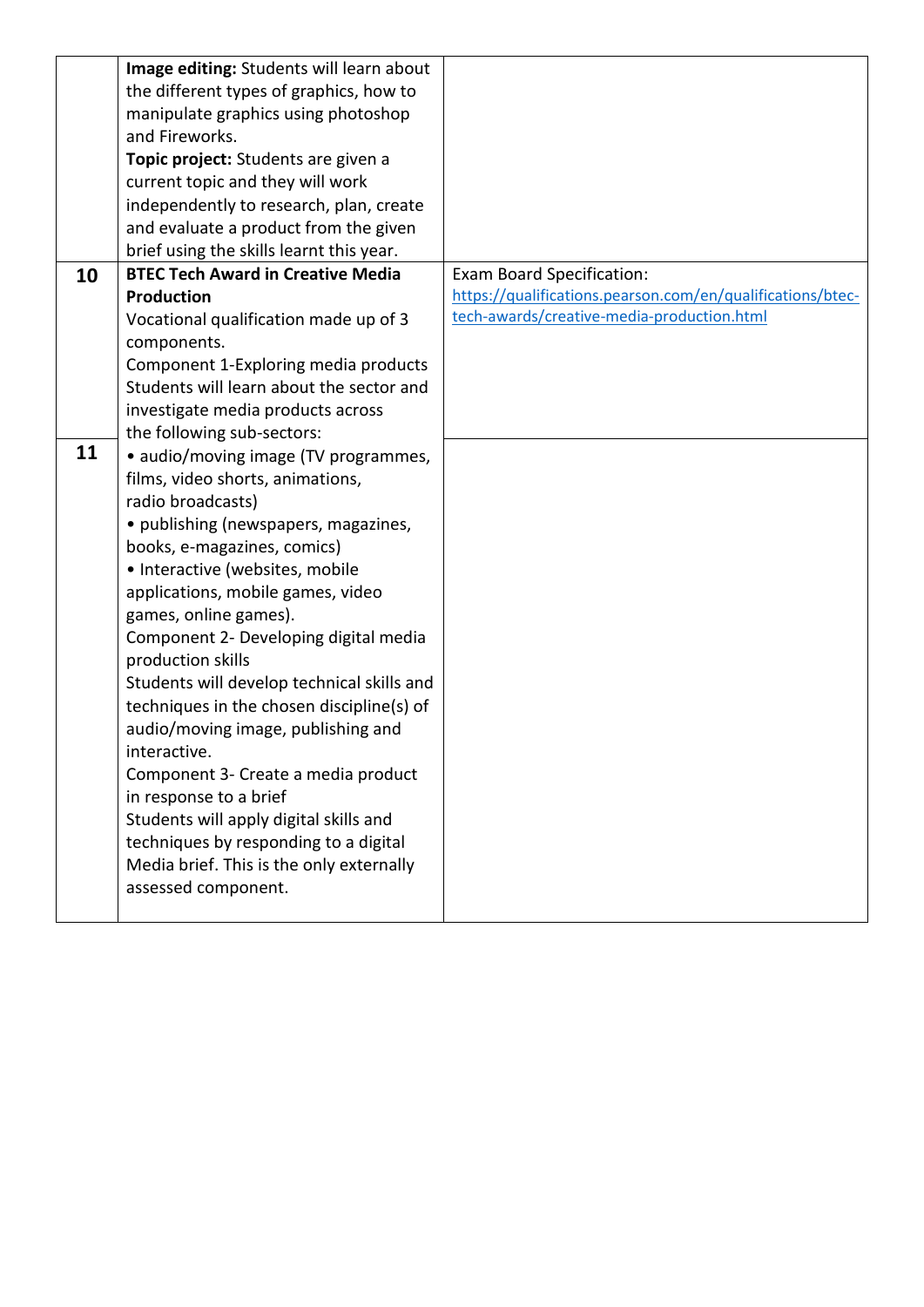| | | |
|---|---|---|
| | **Image editing:** Students will learn about the different types of graphics, how to manipulate graphics using photoshop and Fireworks.<br>**Topic project:** Students are given a current topic and they will work independently to research, plan, create and evaluate a product from the given brief using the skills learnt this year. | |
| **10** | **BTEC Tech Award in Creative Media Production**<br>Vocational qualification made up of 3 components.<br>Component 1-Exploring media products<br>Students will learn about the sector and investigate media products across the following sub-sectors: | Exam Board Specification:<br>https://qualifications.pearson.com/en/qualifications/btec-tech-awards/creative-media-production.html |
| **11** | • audio/moving image (TV programmes, films, video shorts, animations, radio broadcasts)<br>• publishing (newspapers, magazines, books, e-magazines, comics)<br>• Interactive (websites, mobile applications, mobile games, video games, online games).<br>Component 2- Developing digital media production skills<br>Students will develop technical skills and techniques in the chosen discipline(s) of audio/moving image, publishing and interactive.<br>Component 3- Create a media product in response to a brief<br>Students will apply digital skills and techniques by responding to a digital Media brief. This is the only externally assessed component. | |